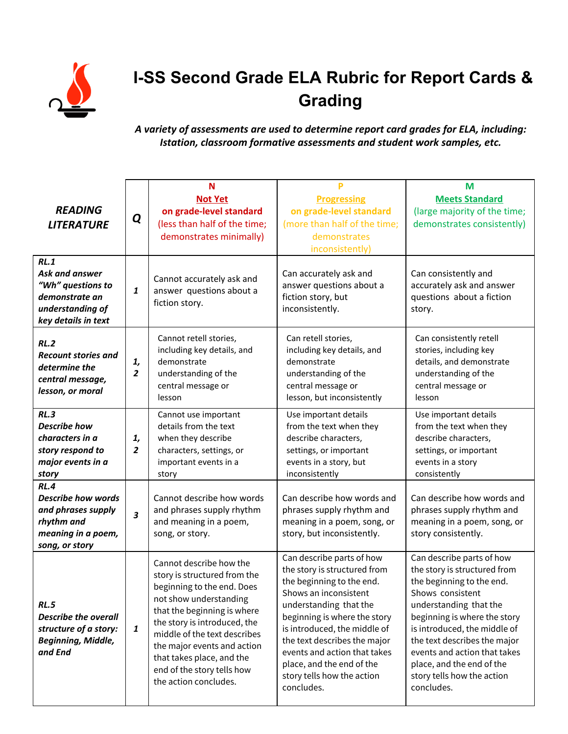# I-SS Second Grade ELA Rubric for Report Cards & Grading

***A variety of assessments are used to determine report card grades for ELA, including: Istation, classroom formative assessments and student work samples, etc.***

| ***READING LITERATURE*** | ***Q*** | **N** **Not Yet** **on grade-level standard** (less than half of the time; demonstrates minimally) | **P** **Progressing** **on grade-level standard** (more than half of the time; demonstrates inconsistently) | **M** **Meets Standard** (large majority of the time; demonstrates consistently) |
|---|---|---|---|---|
| ***RL.1 Ask and answer "Wh" questions to demonstrate an understanding of key details in text*** | ***1*** | Cannot accurately ask and answer questions about a fiction story. | Can accurately ask and answer questions about a fiction story, but inconsistently. | Can consistently and accurately ask and answer questions about a fiction story. |
| ***RL.2 Recount stories and determine the central message, lesson, or moral*** | ***1, 2*** | Cannot retell stories, including key details, and demonstrate understanding of the central message or lesson | Can retell stories, including key details, and demonstrate understanding of the central message or lesson, but inconsistently | Can consistently retell stories, including key details, and demonstrate understanding of the central message or lesson |
| ***RL.3 Describe how characters in a story respond to major events in a story*** | ***1, 2*** | Cannot use important details from the text when they describe characters, settings, or important events in a story | Use important details from the text when they describe characters, settings, or important events in a story, but inconsistently | Use important details from the text when they describe characters, settings, or important events in a story consistently |
| ***RL.4 Describe how words and phrases supply rhythm and meaning in a poem, song, or story*** | ***3*** | Cannot describe how words and phrases supply rhythm and meaning in a poem, song, or story. | Can describe how words and phrases supply rhythm and meaning in a poem, song, or story, but inconsistently. | Can describe how words and phrases supply rhythm and meaning in a poem, song, or story consistently. |
| ***RL.5 Describe the overall structure of a story: Beginning, Middle, and End*** | ***1*** | Cannot describe how the story is structured from the beginning to the end. Does not show understanding that the beginning is where the story is introduced, the middle of the text describes the major events and action that takes place, and the end of the story tells how the action concludes. | Can describe parts of how the story is structured from the beginning to the end. Shows an inconsistent understanding that the beginning is where the story is introduced, the middle of the text describes the major events and action that takes place, and the end of the story tells how the action concludes. | Can describe parts of how the story is structured from the beginning to the end. Shows consistent understanding that the beginning is where the story is introduced, the middle of the text describes the major events and action that takes place, and the end of the story tells how the action concludes. |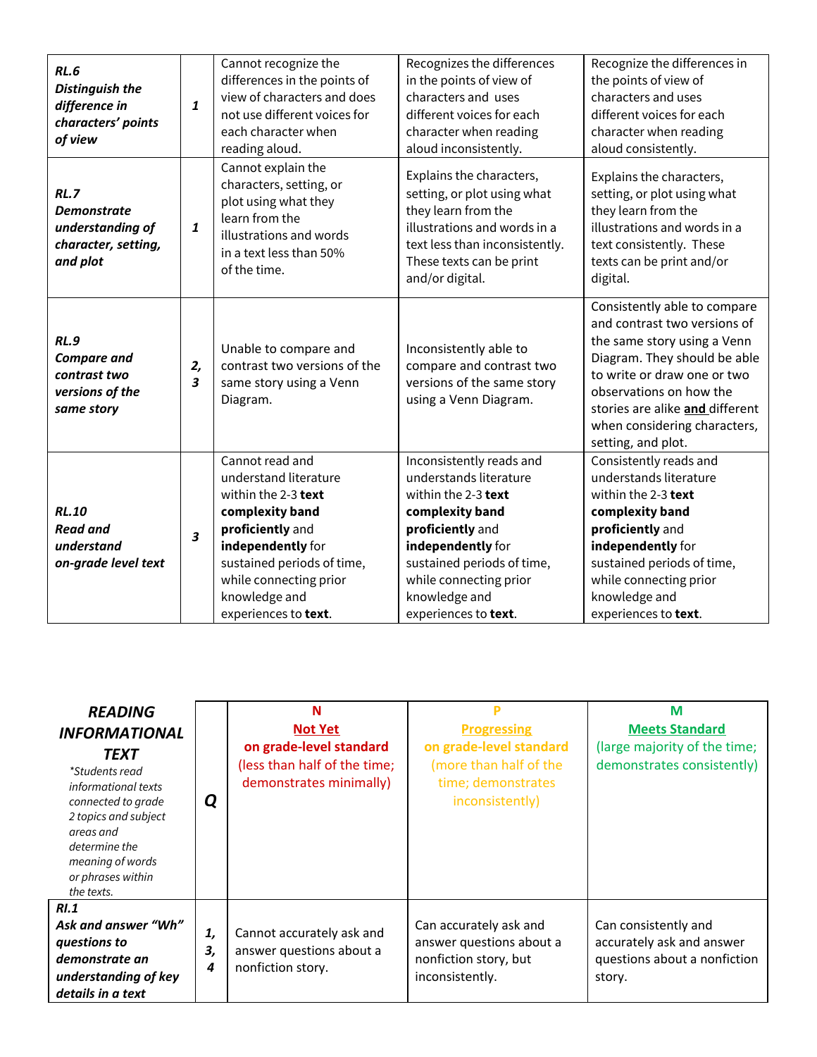| | | | | |
|---|---|---|---|---|
| ***RL.6 Distinguish the difference in characters' points of view*** | ***1*** | Cannot recognize the differences in the points of view of characters and does not use different voices for each character when reading aloud. | Recognizes the differences in the points of view of characters and uses different voices for each character when reading aloud inconsistently. | Recognize the differences in the points of view of characters and uses different voices for each character when reading aloud consistently. |
| ***RL.7 Demonstrate understanding of character, setting, and plot*** | ***1*** | Cannot explain the characters, setting, or plot using what they learn from the illustrations and words in a text less than 50% of the time. | Explains the characters, setting, or plot using what they learn from the illustrations and words in a text less than inconsistently. These texts can be print and/or digital. | Explains the characters, setting, or plot using what they learn from the illustrations and words in a text consistently. These texts can be print and/or digital. |
| ***RL.9 Compare and contrast two versions of the same story*** | ***2, 3*** | Unable to compare and contrast two versions of the same story using a Venn Diagram. | Inconsistently able to compare and contrast two versions of the same story using a Venn Diagram. | Consistently able to compare and contrast two versions of the same story using a Venn Diagram. They should be able to write or draw one or two observations on how the stories are alike **and** different when considering characters, setting, and plot. |
| ***RL.10 Read and understand on-grade level text*** | ***3*** | Cannot read and understand literature within the 2-3 **text complexity band proficiently** and **independently** for sustained periods of time, while connecting prior knowledge and experiences to **text**. | Inconsistently reads and understands literature within the 2-3 **text complexity band proficiently** and **independently** for sustained periods of time, while connecting prior knowledge and experiences to **text**. | Consistently reads and understands literature within the 2-3 **text complexity band proficiently** and **independently** for sustained periods of time, while connecting prior knowledge and experiences to **text**. |

| ***READING INFORMATIONAL TEXT*** *\*Students read informational texts connected to grade 2 topics and subject areas and determine the meaning of words or phrases within the texts.* | ***Q*** | **N** **Not Yet** **on grade-level standard** (less than half of the time; demonstrates minimally) | **P** **Progressing** **on grade-level standard** (more than half of the time; demonstrates inconsistently) | **M** **Meets Standard** (large majority of the time; demonstrates consistently) |
|---|---|---|---|---|
| ***RI.1 Ask and answer "Wh" questions to demonstrate an understanding of key details in a text*** | ***1, 3, 4*** | Cannot accurately ask and answer questions about a nonfiction story. | Can accurately ask and answer questions about a nonfiction story, but inconsistently. | Can consistently and accurately ask and answer questions about a nonfiction story. |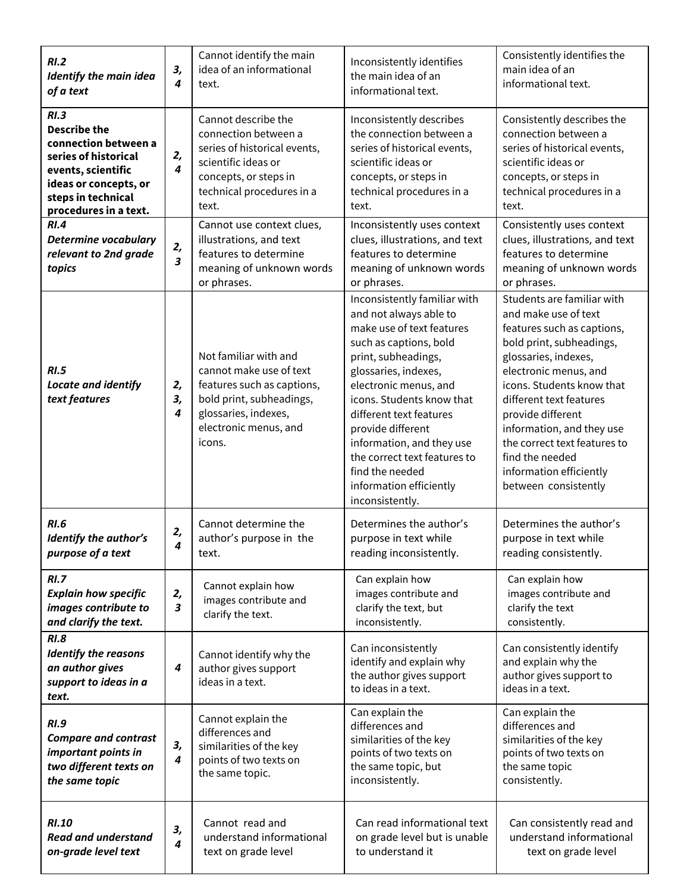| | | | | |
|---|---|---|---|---|
| ***RI.2 Identify the main idea of a text*** | ***3, 4*** | Cannot identify the main idea of an informational text. | Inconsistently identifies the main idea of an informational text. | Consistently identifies the main idea of an informational text. |
| **RI.3 Describe the connection between a series of historical events, scientific ideas or concepts, or steps in technical procedures in a text.** | ***2, 4*** | Cannot describe the connection between a series of historical events, scientific ideas or concepts, or steps in technical procedures in a text. | Inconsistently describes the connection between a series of historical events, scientific ideas or concepts, or steps in technical procedures in a text. | Consistently describes the connection between a series of historical events, scientific ideas or concepts, or steps in technical procedures in a text. |
| ***RI.4 Determine vocabulary relevant to 2nd grade topics*** | ***2, 3*** | Cannot use context clues, illustrations, and text features to determine meaning of unknown words or phrases. | Inconsistently uses context clues, illustrations, and text features to determine meaning of unknown words or phrases. | Consistently uses context clues, illustrations, and text features to determine meaning of unknown words or phrases. |
| ***RI.5 Locate and identify text features*** | ***2, 3, 4*** | Not familiar with and cannot make use of text features such as captions, bold print, subheadings, glossaries, indexes, electronic menus, and icons. | Inconsistently familiar with and not always able to make use of text features such as captions, bold print, subheadings, glossaries, indexes, electronic menus, and icons. Students know that different text features provide different information, and they use the correct text features to find the needed information efficiently inconsistently. | Students are familiar with and make use of text features such as captions, bold print, subheadings, glossaries, indexes, electronic menus, and icons. Students know that different text features provide different information, and they use the correct text features to find the needed information efficiently between consistently |
| ***RI.6 Identify the author's purpose of a text*** | ***2, 4*** | Cannot determine the author's purpose in the text. | Determines the author's purpose in text while reading inconsistently. | Determines the author's purpose in text while reading consistently. |
| ***RI.7 Explain how specific images contribute to and clarify the text.*** | ***2, 3*** | Cannot explain how images contribute and clarify the text. | Can explain how images contribute and clarify the text, but inconsistently. | Can explain how images contribute and clarify the text consistently. |
| ***RI.8 Identify the reasons an author gives support to ideas in a text.*** | ***4*** | Cannot identify why the author gives support ideas in a text. | Can inconsistently identify and explain why the author gives support to ideas in a text. | Can consistently identify and explain why the author gives support to ideas in a text. |
| ***RI.9 Compare and contrast important points in two different texts on the same topic*** | ***3, 4*** | Cannot explain the differences and similarities of the key points of two texts on the same topic. | Can explain the differences and similarities of the key points of two texts on the same topic, but inconsistently. | Can explain the differences and similarities of the key points of two texts on the same topic consistently. |
| ***RI.10 Read and understand on-grade level text*** | ***3, 4*** | Cannot read and understand informational text on grade level | Can read informational text on grade level but is unable to understand it | Can consistently read and understand informational text on grade level |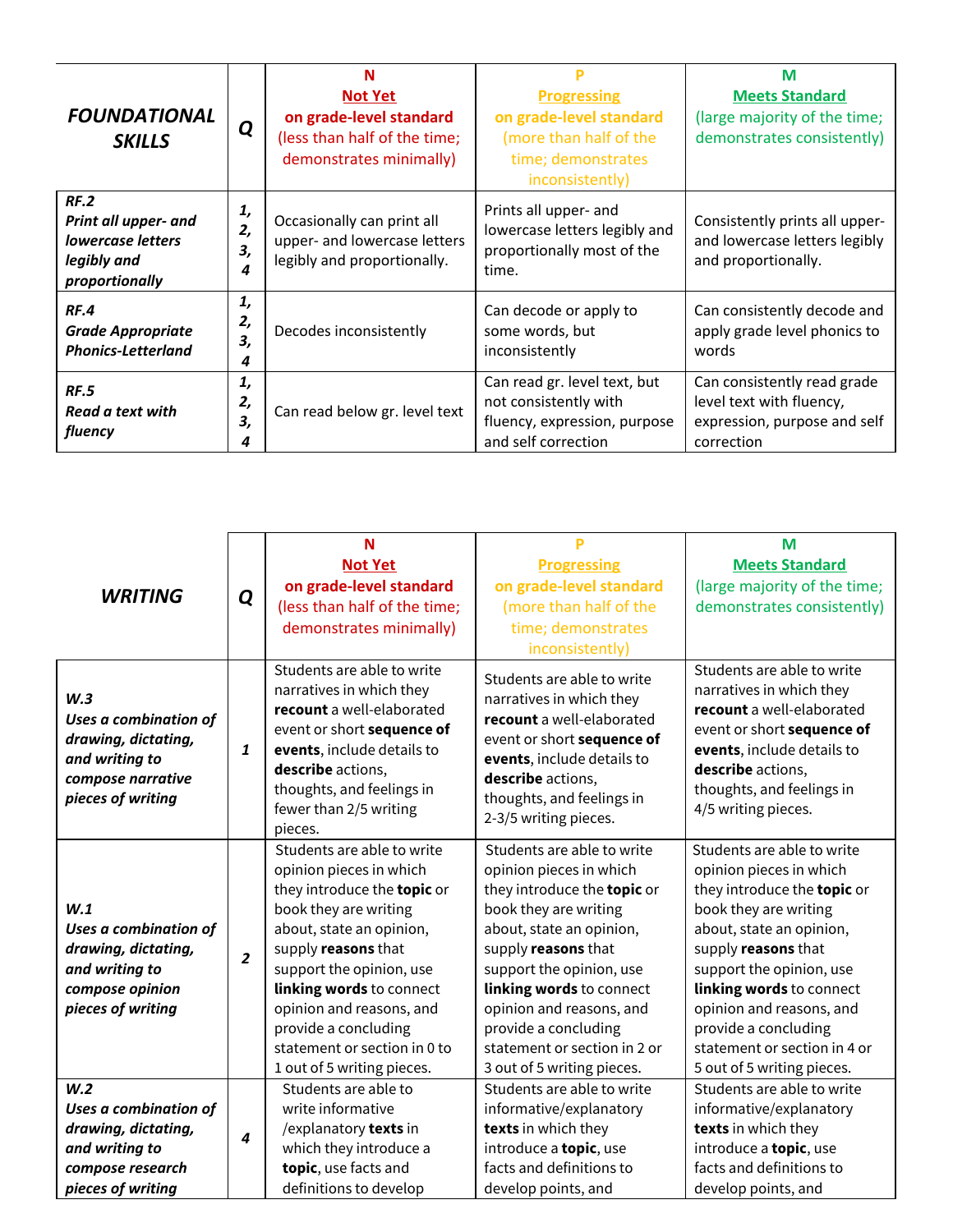| ***FOUNDATIONAL SKILLS*** | ***Q*** | **N**<br>**Not Yet**<br>**on grade-level standard**<br>(less than half of the time; demonstrates minimally) | **P**<br>**Progressing**<br>**on grade-level standard**<br>(more than half of the time; demonstrates inconsistently) | **M**<br>**Meets Standard**<br>(large majority of the time; demonstrates consistently) |
|---|---|---|---|---|
| ***RF.2***<br>***Print all upper- and lowercase letters legibly and proportionally*** | ***1, 2, 3, 4*** | Occasionally can print all upper- and lowercase letters legibly and proportionally. | Prints all upper- and lowercase letters legibly and proportionally most of the time. | Consistently prints all upper- and lowercase letters legibly and proportionally. |
| ***RF.4***<br>***Grade Appropriate Phonics-Letterland*** | ***1, 2, 3, 4*** | Decodes inconsistently | Can decode or apply to some words, but inconsistently | Can consistently decode and apply grade level phonics to words |
| ***RF.5***<br>***Read a text with fluency*** | ***1, 2, 3, 4*** | Can read below gr. level text | Can read gr. level text, but not consistently with fluency, expression, purpose and self correction | Can consistently read grade level text with fluency, expression, purpose and self correction |

| ***WRITING*** | ***Q*** | **N**<br>**Not Yet**<br>**on grade-level standard**<br>(less than half of the time; demonstrates minimally) | **P**<br>**Progressing**<br>**on grade-level standard**<br>(more than half of the time; demonstrates inconsistently) | **M**<br>**Meets Standard**<br>(large majority of the time; demonstrates consistently) |
|---|---|---|---|---|
| ***W.3***<br>***Uses a combination of drawing, dictating, and writing to compose narrative pieces of writing*** | ***1*** | Students are able to write narratives in which they **recount** a well-elaborated event or short **sequence of events**, include details to **describe** actions, thoughts, and feelings in fewer than 2/5 writing pieces. | Students are able to write narratives in which they **recount** a well-elaborated event or short **sequence of events**, include details to **describe** actions, thoughts, and feelings in 2-3/5 writing pieces. | Students are able to write narratives in which they **recount** a well-elaborated event or short **sequence of events**, include details to **describe** actions, thoughts, and feelings in 4/5 writing pieces. |
| ***W.1***<br>***Uses a combination of drawing, dictating, and writing to compose opinion pieces of writing*** | ***2*** | Students are able to write opinion pieces in which they introduce the **topic** or book they are writing about, state an opinion, supply **reasons** that support the opinion, use **linking words** to connect opinion and reasons, and provide a concluding statement or section in 0 to 1 out of 5 writing pieces. | Students are able to write opinion pieces in which they introduce the **topic** or book they are writing about, state an opinion, supply **reasons** that support the opinion, use **linking words** to connect opinion and reasons, and provide a concluding statement or section in 2 or 3 out of 5 writing pieces. | Students are able to write opinion pieces in which they introduce the **topic** or book they are writing about, state an opinion, supply **reasons** that support the opinion, use **linking words** to connect opinion and reasons, and provide a concluding statement or section in 4 or 5 out of 5 writing pieces. |
| ***W.2***<br>***Uses a combination of drawing, dictating, and writing to compose research pieces of writing*** | ***4*** | Students are able to write informative /explanatory **texts** in which they introduce a **topic**, use facts and definitions to develop | Students are able to write informative/explanatory **texts** in which they introduce a **topic**, use facts and definitions to develop points, and | Students are able to write informative/explanatory **texts** in which they introduce a **topic**, use facts and definitions to develop points, and |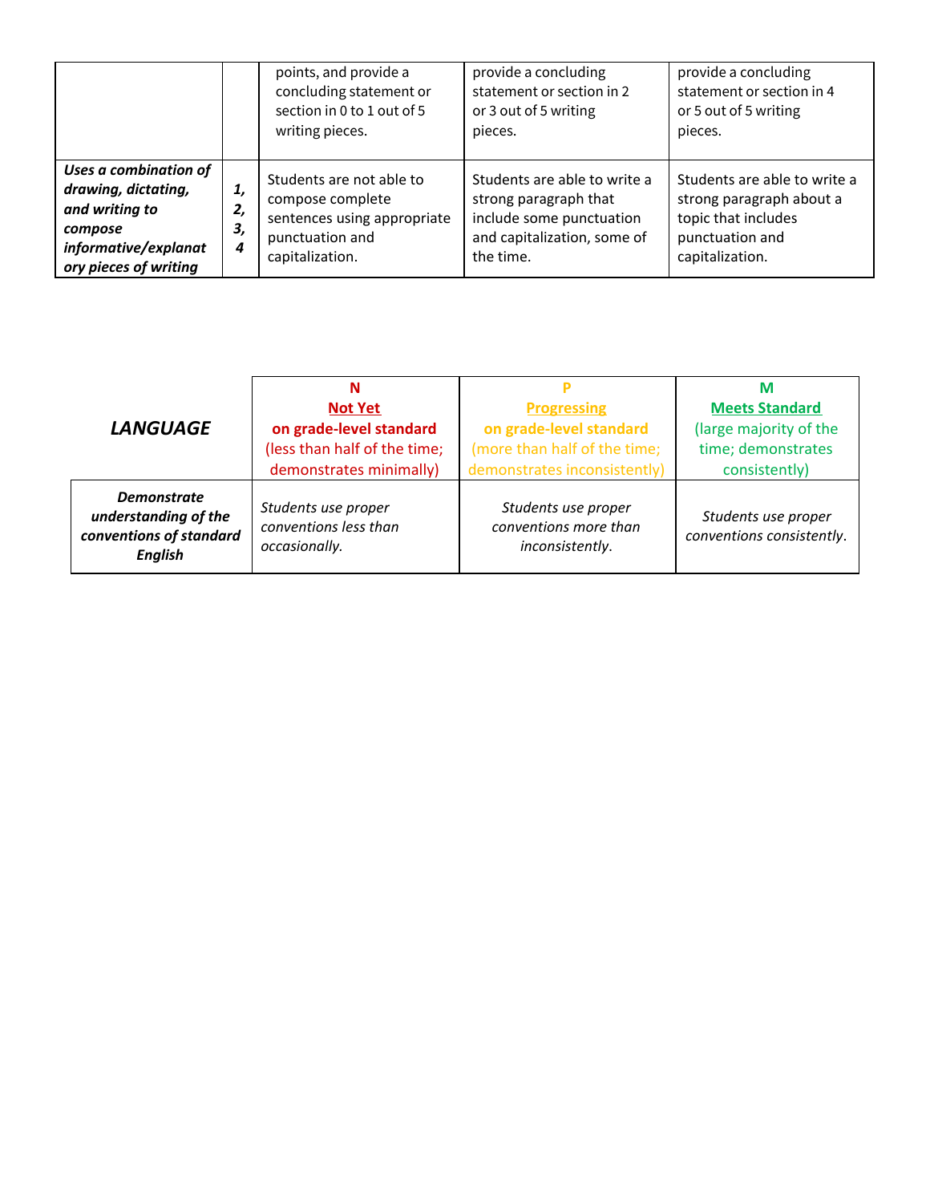| | | | | |
|---|---|---|---|---|
| | | points, and provide a concluding statement or section in 0 to 1 out of 5 writing pieces. | provide a concluding statement or section in 2 or 3 out of 5 writing pieces. | provide a concluding statement or section in 4 or 5 out of 5 writing pieces. |
| ***Uses a combination of drawing, dictating, and writing to compose informative/explanatory pieces of writing*** | ***1, 2, 3, 4*** | Students are not able to compose complete sentences using appropriate punctuation and capitalization. | Students are able to write a strong paragraph that include some punctuation and capitalization, some of the time. | Students are able to write a strong paragraph about a topic that includes punctuation and capitalization. |

| ***LANGUAGE*** | **N** **Not Yet** **on grade-level standard** (less than half of the time; demonstrates minimally) | **P** **Progressing** **on grade-level standard** (more than half of the time; demonstrates inconsistently) | **M** **Meets Standard** (large majority of the time; demonstrates consistently) |
|---|---|---|---|
| ***Demonstrate understanding of the conventions of standard English*** | *Students use proper conventions less than occasionally.* | *Students use proper conventions more than inconsistently.* | *Students use proper conventions consistently.* |